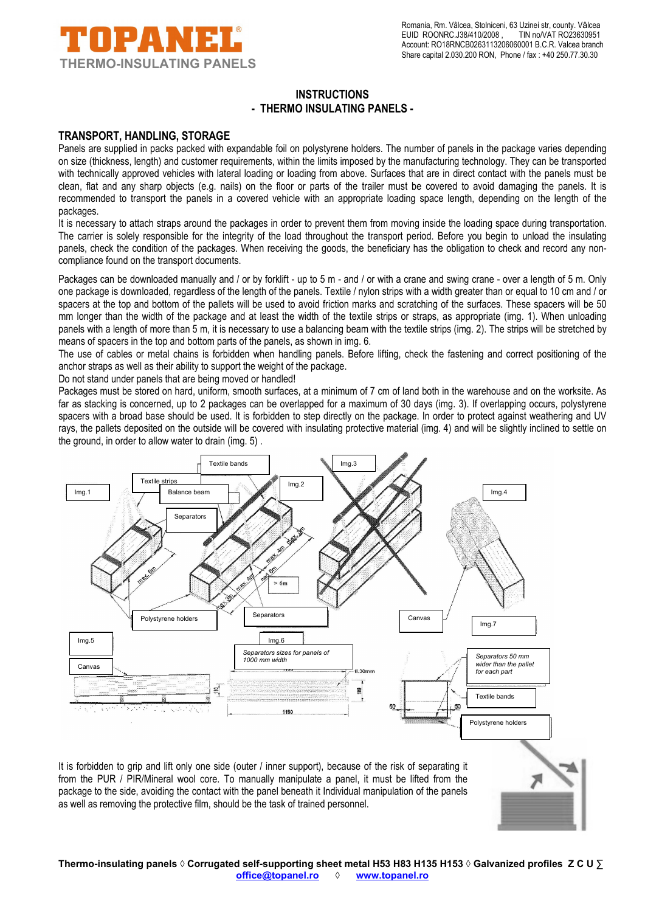# TOPANEL®

THERMO-INSULATING PANELS

Romania, Rm. Vâlcea, Stolniceni, 63 Uzinei str, county. Vâlcea
EUID ROONRC.J38/410/2008 , TIN no/VAT RO23630951
Account: RO18RNCB0263113206060001 B.C.R. Valcea branch
Share capital 2.030.200 RON, Phone / fax : +40 250.77.30.30

## INSTRUCTIONS
## - THERMO INSULATING PANELS -

### TRANSPORT, HANDLING, STORAGE

Panels are supplied in packs packed with expandable foil on polystyrene holders. The number of panels in the package varies depending on size (thickness, length) and customer requirements, within the limits imposed by the manufacturing technology. They can be transported with technically approved vehicles with lateral loading or loading from above. Surfaces that are in direct contact with the panels must be clean, flat and any sharp objects (e.g. nails) on the floor or parts of the trailer must be covered to avoid damaging the panels. It is recommended to transport the panels in a covered vehicle with an appropriate loading space length, depending on the length of the packages.

It is necessary to attach straps around the packages in order to prevent them from moving inside the loading space during transportation. The carrier is solely responsible for the integrity of the load throughout the transport period. Before you begin to unload the insulating panels, check the condition of the packages. When receiving the goods, the beneficiary has the obligation to check and record any non-compliance found on the transport documents.

Packages can be downloaded manually and / or by forklift - up to 5 m - and / or with a crane and swing crane - over a length of 5 m. Only one package is downloaded, regardless of the length of the panels. Textile / nylon strips with a width greater than or equal to 10 cm and / or spacers at the top and bottom of the pallets will be used to avoid friction marks and scratching of the surfaces. These spacers will be 50 mm longer than the width of the package and at least the width of the textile strips or straps, as appropriate (img. 1). When unloading panels with a length of more than 5 m, it is necessary to use a balancing beam with the textile strips (img. 2). The strips will be stretched by means of spacers in the top and bottom parts of the panels, as shown in img. 6.

The use of cables or metal chains is forbidden when handling panels. Before lifting, check the fastening and correct positioning of the anchor straps as well as their ability to support the weight of the package.

Do not stand under panels that are being moved or handled!

Packages must be stored on hard, uniform, smooth surfaces, at a minimum of 7 cm of land both in the warehouse and on the worksite. As far as stacking is concerned, up to 2 packages can be overlapped for a maximum of 30 days (img. 3). If overlapping occurs, polystyrene spacers with a broad base should be used. It is forbidden to step directly on the package. In order to protect against weathering and UV rays, the pallets deposited on the outside will be covered with insulating protective material (img. 4) and will be slightly inclined to settle on the ground, in order to allow water to drain (img. 5) .

Img.1 — Textile strips, Separators, Polystyrene holders, max. 6m
Img.2 — Textile bands, Balance beam, Separators, max. 4m, > 6m
Img.3
Img.4 — Canvas
Img.5 — Canvas
Img.6 — *Separators sizes for panels of 1000 mm width*; 1150; 30mm
Img.7 — *Separators 50 mm wider than the pallet for each part*; Textile bands; Polystyrene holders; 50; 50

It is forbidden to grip and lift only one side (outer / inner support), because of the risk of separating it from the PUR / PIR/Mineral wool core. To manually manipulate a panel, it must be lifted from the package to the side, avoiding the contact with the panel beneath it Individual manipulation of the panels as well as removing the protective film, should be the task of trained personnel.

**Thermo-insulating panels ◊ Corrugated self-supporting sheet metal H53 H83 H135 H153 ◊ Galvanized profiles Z C U ∑**
office@topanel.ro ◊ www.topanel.ro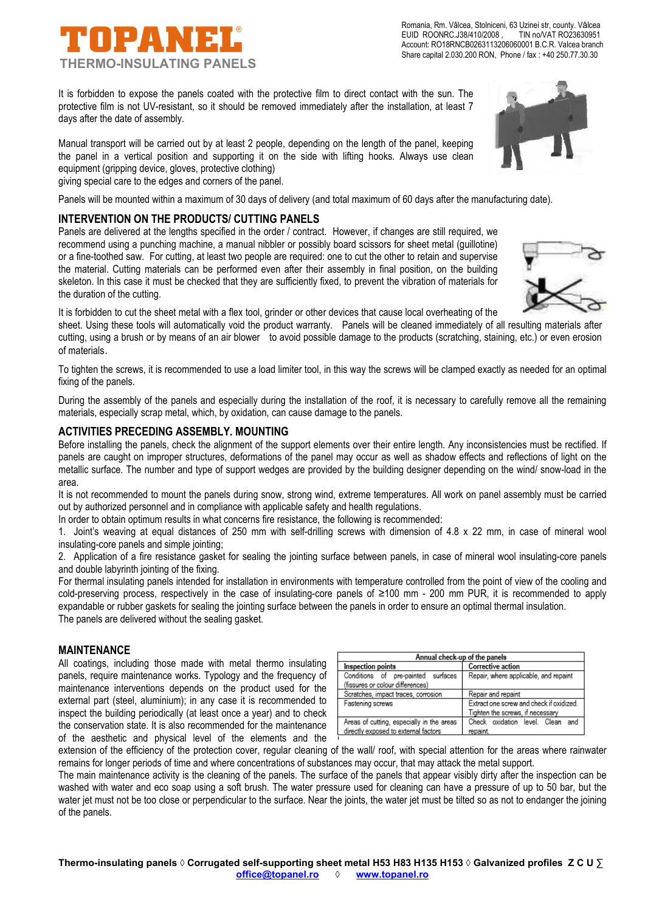It is forbidden to expose the panels coated with the protective film to direct contact with the sun. The protective film is not UV-resistant, so it should be removed immediately after the installation, at least 7 days after the date of assembly.

Manual transport will be carried out by at least 2 people, depending on the length of the panel, keeping the panel in a vertical position and supporting it on the side with lifting hooks. Always use clean equipment (gripping device, gloves, protective clothing)
giving special care to the edges and corners of the panel.

Panels will be mounted within a maximum of 30 days of delivery (and total maximum of 60 days after the manufacturing date).

## INTERVENTION ON THE PRODUCTS/ CUTTING PANELS

Panels are delivered at the lengths specified in the order / contract. However, if changes are still required, we recommend using a punching machine, a manual nibbler or possibly board scissors for sheet metal (guillotine) or a fine-toothed saw. For cutting, at least two people are required: one to cut the other to retain and supervise the material. Cutting materials can be performed even after their assembly in final position, on the building skeleton. In this case it must be checked that they are sufficiently fixed, to prevent the vibration of materials for the duration of the cutting.

It is forbidden to cut the sheet metal with a flex tool, grinder or other devices that cause local overheating of the sheet. Using these tools will automatically void the product warranty. Panels will be cleaned immediately of all resulting materials after cutting, using a brush or by means of an air blower to avoid possible damage to the products (scratching, staining, etc.) or even erosion of materials.

To tighten the screws, it is recommended to use a load limiter tool, in this way the screws will be clamped exactly as needed for an optimal fixing of the panels.

During the assembly of the panels and especially during the installation of the roof, it is necessary to carefully remove all the remaining materials, especially scrap metal, which, by oxidation, can cause damage to the panels.

## ACTIVITIES PRECEDING ASSEMBLY. MOUNTING

Before installing the panels, check the alignment of the support elements over their entire length. Any inconsistencies must be rectified. If panels are caught on improper structures, deformations of the panel may occur as well as shadow effects and reflections of light on the metallic surface. The number and type of support wedges are provided by the building designer depending on the wind/ snow-load in the area.

It is not recommended to mount the panels during snow, strong wind, extreme temperatures. All work on panel assembly must be carried out by authorized personnel and in compliance with applicable safety and health regulations.

In order to obtain optimum results in what concerns fire resistance, the following is recommended:

1. Joint's weaving at equal distances of 250 mm with self-drilling screws with dimension of 4.8 x 22 mm, in case of mineral wool insulating-core panels and simple jointing;
2. Application of a fire resistance gasket for sealing the jointing surface between panels, in case of mineral wool insulating-core panels and double labyrinth jointing of the fixing.

For thermal insulating panels intended for installation in environments with temperature controlled from the point of view of the cooling and cold-preserving process, respectively in the case of insulating-core panels of ≥100 mm - 200 mm PUR, it is recommended to apply expandable or rubber gaskets for sealing the jointing surface between the panels in order to ensure an optimal thermal insulation.

The panels are delivered without the sealing gasket.

## MAINTENANCE

All coatings, including those made with metal thermo insulating panels, require maintenance works. Typology and the frequency of maintenance interventions depends on the product used for the external part (steel, aluminium); in any case it is recommended to inspect the building periodically (at least once a year) and to check the conservation state. It is also recommended for the maintenance of the aesthetic and physical level of the elements and the extension of the efficiency of the protection cover, regular cleaning of the wall/ roof, with special attention for the areas where rainwater remains for longer periods of time and where concentrations of substances may occur, that may attack the metal support.

| Annual check-up of the panels | |
|---|---|
| **Inspection points** | **Corrective action** |
| Conditions of pre-painted surfaces (fissures or colour differences) | Repair, where applicable, and repaint |
| Scratches, impact traces, corrosion | Repair and repaint |
| Fastening screws | Extract one screw and check if oxidized. Tighten the screws, if necessary |
| Areas of cutting, especially in the areas directly exposed to external factors | Check oxidation level. Clean and repaint. |

The main maintenance activity is the cleaning of the panels. The surface of the panels that appear visibly dirty after the inspection can be washed with water and eco soap using a soft brush. The water pressure used for cleaning can have a pressure of up to 50 bar, but the water jet must not be too close or perpendicular to the surface. Near the joints, the water jet must be tilted so as not to endanger the joining of the panels.